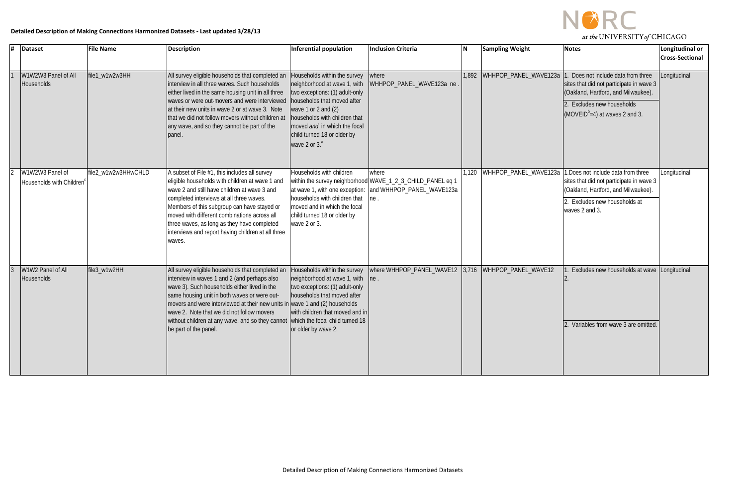**Detailed Description of Making Connections Harmonized Datasets - Last updated 3/28/13**

| # | Dataset | File Name | Description | Inferential population | Inclusion Criteria | N | Sampling Weight | Notes | Longitudinal or Cross-Sectional |
|---|---|---|---|---|---|---|---|---|---|
| 1 | W1W2W3 Panel of All Households | file1_w1w2w3HH | All survey eligible households that completed an interview in all three waves. Such households either lived in the same housing unit in all three waves or were out-movers and were interviewed at their new units in wave 2 or at wave 3. Note that we did not follow movers without children at any wave, and so they cannot be part of the panel. | Households within the survey neighborhood at wave 1, with two exceptions: (1) adult-only households that moved after wave 1 or 2 and (2) households with children that moved *and* in which the focal child turned 18 or older by wave 2 or 3.[a] | where WHHPOP_PANEL_WAVE123a ne . | 1,892 | WHHPOP_PANEL_WAVE123a | 1. Does not include data from three sites that did not participate in wave 3 (Oakland, Hartford, and Milwaukee). 2. Excludes new households (MOVEID[b]=4) at waves 2 and 3. | Longitudinal |
| 2 | W1W2W3 Panel of Households with Children[c] | file2_w1w2w3HHwCHLD | A subset of File #1, this includes all survey eligible households with children at wave 1 and wave 2 and still have children at wave 3 and completed interviews at all three waves. Members of this subgroup can have stayed or moved with different combinations across all three waves, as long as they have completed interviews and report having children at all three waves. | Households with children within the survey neighborhood at wave 1, with one exception: households with children that moved and in which the focal child turned 18 or older by wave 2 or 3. | where WAVE_1_2_3_CHILD_PANEL eq 1 and WHHPOP_PANEL_WAVE123a ne . | 1,120 | WHHPOP_PANEL_WAVE123a | 1.Does not include data from three sites that did not participate in wave 3 (Oakland, Hartford, and Milwaukee). 2. Excludes new households at waves 2 and 3. | Longitudinal |
| 3 | W1W2 Panel of All Households | file3_w1w2HH | All survey eligible households that completed an interview in waves 1 and 2 (and perhaps also wave 3). Such households either lived in the same housing unit in both waves or were out-movers and were interviewed at their new units in wave 2. Note that we did not follow movers without children at any wave, and so they cannot be part of the panel. | Households within the survey neighborhood at wave 1, with two exceptions: (1) adult-only households that moved after wave 1 and (2) households with children that moved and in which the focal child turned 18 or older by wave 2. | where WHHPOP_PANEL_WAVE12 ne . | 3,716 | WHHPOP_PANEL_WAVE12 | 1. Excludes new households at wave 2. 2. Variables from wave 3 are omitted. | Longitudinal |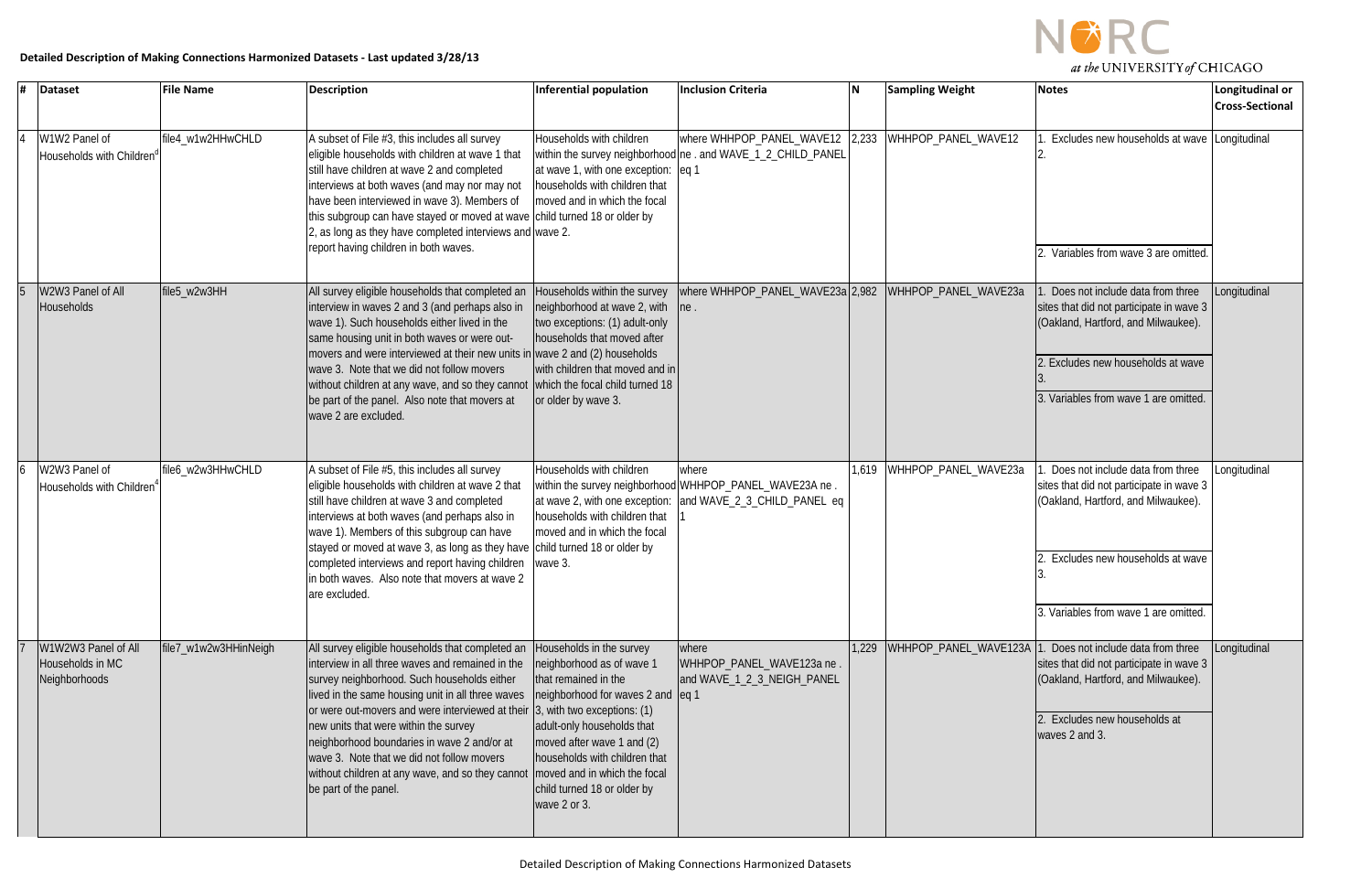**Detailed Description of Making Connections Harmonized Datasets - Last updated 3/28/13**

| # | Dataset | File Name | Description | Inferential population | Inclusion Criteria | N | Sampling Weight | Notes | Longitudinal or Cross-Sectional |
|---|---|---|---|---|---|---|---|---|---|
| 4 | W1W2 Panel of Households with Children[d] | file4_w1w2HHwCHLD | A subset of File #3, this includes all survey eligible households with children at wave 1 that still have children at wave 2 and completed interviews at both waves (and may nor may not have been interviewed in wave 3). Members of this subgroup can have stayed or moved at wave 2, as long as they have completed interviews and report having children in both waves. | Households with children within the survey neighborhood at wave 1, with one exception: households with children that moved and in which the focal child turned 18 or older by wave 2. | where WHHPOP_PANEL_WAVE12 ne . and WAVE_1_2_CHILD_PANEL eq 1 | 2,233 | WHHPOP_PANEL_WAVE12 | 1. Excludes new households at wave 2. <br> 2. Variables from wave 3 are omitted. | Longitudinal |
| 5 | W2W3 Panel of All Households | file5_w2w3HH | All survey eligible households that completed an interview in waves 2 and 3 (and perhaps also in wave 1). Such households either lived in the same housing unit in both waves or were out-movers and were interviewed at their new units in wave 3. Note that we did not follow movers without children at any wave, and so they cannot be part of the panel. Also note that movers at wave 2 are excluded. | Households within the survey neighborhood at wave 2, with two exceptions: (1) adult-only households that moved after wave 2 and (2) households with children that moved and in which the focal child turned 18 or older by wave 3. | where WHHPOP_PANEL_WAVE23a ne . | 2,982 | WHHPOP_PANEL_WAVE23a | 1. Does not include data from three sites that did not participate in wave 3 (Oakland, Hartford, and Milwaukee). <br> 2. Excludes new households at wave 3. <br> 3. Variables from wave 1 are omitted. | Longitudinal |
| 6 | W2W3 Panel of Households with Children[4] | file6_w2w3HHwCHLD | A subset of File #5, this includes all survey eligible households with children at wave 2 that still have children at wave 3 and completed interviews at both waves (and perhaps also in wave 1). Members of this subgroup can have stayed or moved at wave 3, as long as they have completed interviews and report having children in both waves. Also note that movers at wave 2 are excluded. | Households with children within the survey neighborhood at wave 2, with one exception: households with children that moved and in which the focal child turned 18 or older by wave 3. | where WHHPOP_PANEL_WAVE23A ne . and WAVE_2_3_CHILD_PANEL eq 1 | 1,619 | WHHPOP_PANEL_WAVE23a | 1. Does not include data from three sites that did not participate in wave 3 (Oakland, Hartford, and Milwaukee). <br> 2. Excludes new households at wave 3. <br> 3. Variables from wave 1 are omitted. | Longitudinal |
| 7 | W1W2W3 Panel of All Households in MC Neighborhoods | file7_w1w2w3HHinNeigh | All survey eligible households that completed an interview in all three waves and remained in the survey neighborhood. Such households either lived in the same housing unit in all three waves or were out-movers and were interviewed at their new units that were within the survey neighborhood boundaries in wave 2 and/or at wave 3. Note that we did not follow movers without children at any wave, and so they cannot be part of the panel. | Households in the survey neighborhood as of wave 1 that remained in the neighborhood for waves 2 and 3, with two exceptions: (1) adult-only households that moved after wave 1 and (2) households with children that moved and in which the focal child turned 18 or older by wave 2 or 3. | where WHHPOP_PANEL_WAVE123a ne . and WAVE_1_2_3_NEIGH_PANEL eq 1 | 1,229 | WHHPOP_PANEL_WAVE123A | 1. Does not include data from three sites that did not participate in wave 3 (Oakland, Hartford, and Milwaukee). <br> 2. Excludes new households at waves 2 and 3. | Longitudinal |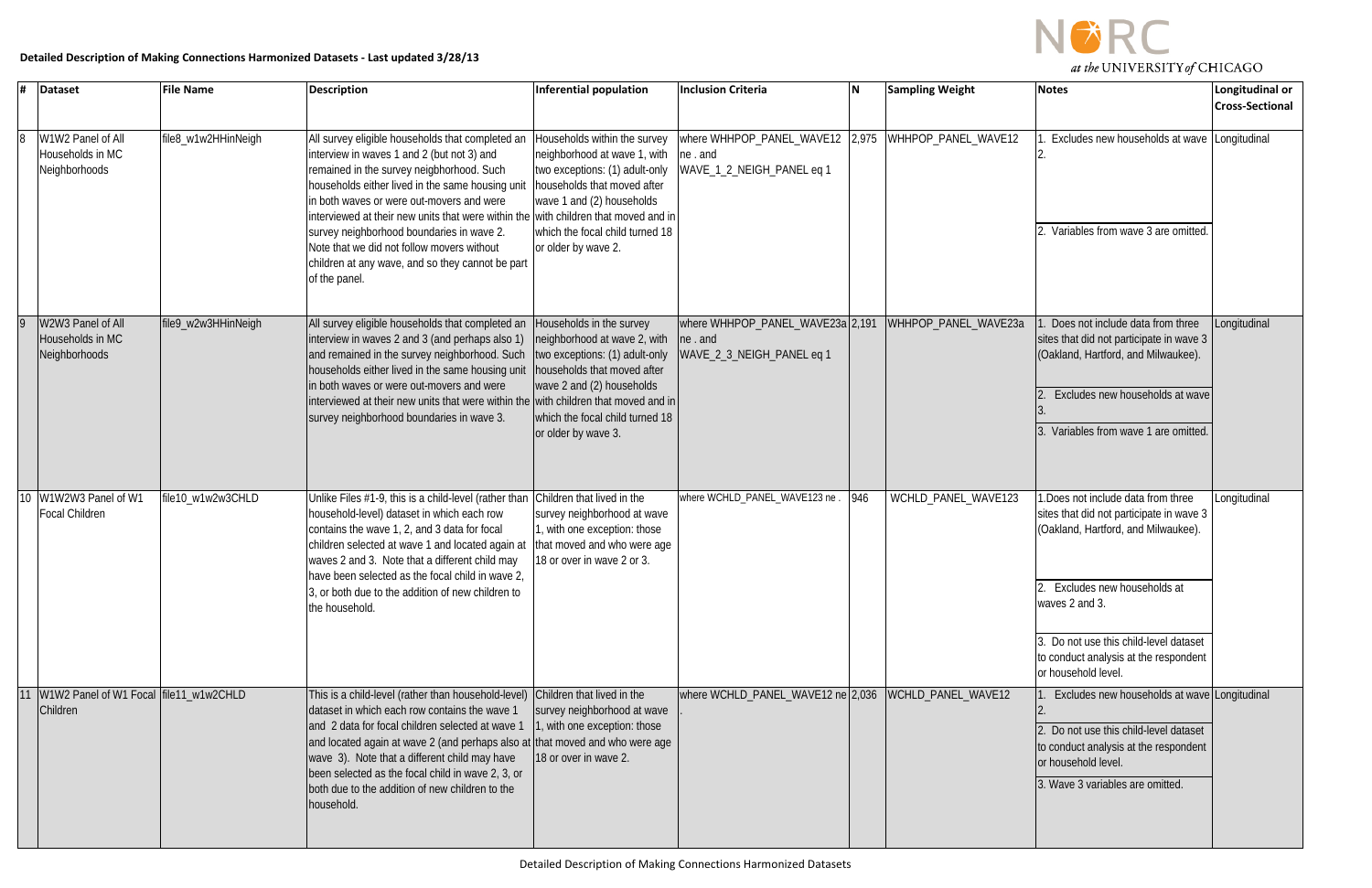**Detailed Description of Making Connections Harmonized Datasets - Last updated 3/28/13**

| # | Dataset | File Name | Description | Inferential population | Inclusion Criteria | N | Sampling Weight | Notes | Longitudinal or Cross-Sectional |
|---|---|---|---|---|---|---|---|---|---|
| 8 | W1W2 Panel of All Households in MC Neighborhoods | file8_w1w2HHinNeigh | All survey eligible households that completed an interview in waves 1 and 2 (but not 3) and remained in the survey neighborhood. Such households either lived in the same housing unit in both waves or were out-movers and were interviewed at their new units that were within the survey neighborhood boundaries in wave 2. Note that we did not follow movers without children at any wave, and so they cannot be part of the panel. | Households within the survey neighborhood at wave 1, with two exceptions: (1) adult-only households that moved after wave 1 and (2) households with children that moved and in which the focal child turned 18 or older by wave 2. | where WHHPOP_PANEL_WAVE12 ne . and WAVE_1_2_NEIGH_PANEL eq 1 | 2,975 | WHHPOP_PANEL_WAVE12 | 1. Excludes new households at wave 2.<br>2. Variables from wave 3 are omitted. | Longitudinal |
| 9 | W2W3 Panel of All Households in MC Neighborhoods | file9_w2w3HHinNeigh | All survey eligible households that completed an interview in waves 2 and 3 (and perhaps also 1) and remained in the survey neighborhood. Such households either lived in the same housing unit in both waves or were out-movers and were interviewed at their new units that were within the survey neighborhood boundaries in wave 3. | Households in the survey neighborhood at wave 2, with two exceptions: (1) adult-only households that moved after wave 2 and (2) households with children that moved and in which the focal child turned 18 or older by wave 3. | where WHHPOP_PANEL_WAVE23a ne . and WAVE_2_3_NEIGH_PANEL eq 1 | 2,191 | WHHPOP_PANEL_WAVE23a | 1. Does not include data from three sites that did not participate in wave 3 (Oakland, Hartford, and Milwaukee).<br>2. Excludes new households at wave 3.<br>3. Variables from wave 1 are omitted. | Longitudinal |
| 10 | W1W2W3 Panel of W1 Focal Children | file10_w1w2w3CHLD | Unlike Files #1-9, this is a child-level (rather than household-level) dataset in which each row contains the wave 1, 2, and 3 data for focal children selected at wave 1 and located again at waves 2 and 3. Note that a different child may have been selected as the focal child in wave 2, 3, or both due to the addition of new children to the household. | Children that lived in the survey neighborhood at wave 1, with one exception: those that moved and who were age 18 or over in wave 2 or 3. | where WCHLD_PANEL_WAVE123 ne . | 946 | WCHLD_PANEL_WAVE123 | 1.Does not include data from three sites that did not participate in wave 3 (Oakland, Hartford, and Milwaukee).<br>2. Excludes new households at waves 2 and 3.<br>3. Do not use this child-level dataset to conduct analysis at the respondent or household level. | Longitudinal |
| 11 | W1W2 Panel of W1 Focal Children | file11_w1w2CHLD | This is a child-level (rather than household-level) dataset in which each row contains the wave 1 and 2 data for focal children selected at wave 1 and located again at wave 2 (and perhaps also at wave 3). Note that a different child may have been selected as the focal child in wave 2, 3, or both due to the addition of new children to the household. | Children that lived in the survey neighborhood at wave 1, with one exception: those that moved and who were age 18 or over in wave 2. | where WCHLD_PANEL_WAVE12 ne . | 2,036 | WCHLD_PANEL_WAVE12 | 1. Excludes new households at wave 2.<br>2. Do not use this child-level dataset to conduct analysis at the respondent or household level.<br>3. Wave 3 variables are omitted. | Longitudinal |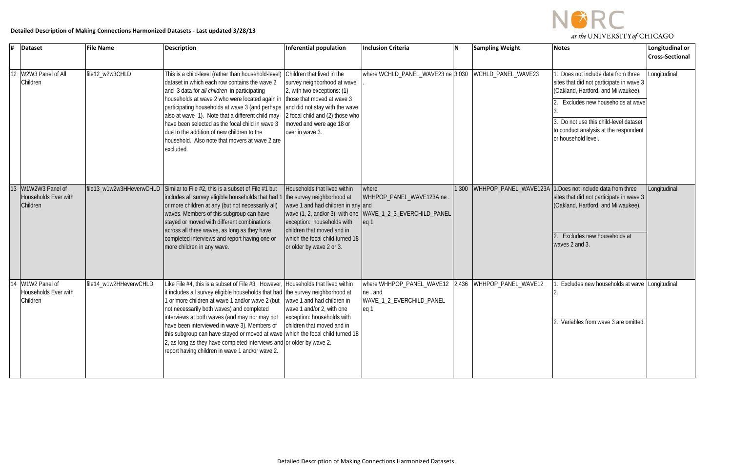**Detailed Description of Making Connections Harmonized Datasets - Last updated 3/28/13**

| # | Dataset | File Name | Description | Inferential population | Inclusion Criteria | N | Sampling Weight | Notes | Longitudinal or Cross-Sectional |
|---|---|---|---|---|---|---|---|---|---|
| 12 | W2W3 Panel of All Children | file12_w2w3CHLD | This is a child-level (rather than household-level) dataset in which each row contains the wave 2 and 3 data for *all children* in participating households at wave 2 who were located again in participating households at wave 3 (and perhaps also at wave 1). Note that a different child may have been selected as the focal child in wave 3 due to the addition of new children to the household. Also note that movers at wave 2 are excluded. | Children that lived in the survey neighborhood at wave 2, with two exceptions: (1) those that moved at wave 3 and did not stay with the wave 2 focal child and (2) those who moved and were age 18 or over in wave 3. | where WCHLD_PANEL_WAVE23 ne . | 3,030 | WCHLD_PANEL_WAVE23 | 1. Does not include data from three sites that did not participate in wave 3 (Oakland, Hartford, and Milwaukee).<br>2. Excludes new households at wave 3.<br>3. Do not use this child-level dataset to conduct analysis at the respondent or household level. | Longitudinal |
| 13 | W1W2W3 Panel of Households Ever with Children | file13_w1w2w3HHeverwCHLD | Similar to File #2, this is a subset of File #1 but includes all survey eligible households that had 1 or more children at any (but not necessarily all) waves. Members of this subgroup can have stayed or moved with different combinations across all three waves, as long as they have completed interviews and report having one or more children in any wave. | Households that lived within the survey neighborhood at wave 1 and had children in any wave (1, 2, and/or 3), with one exception: households with children that moved and in which the focal child turned 18 or older by wave 2 or 3. | where WHHPOP_PANEL_WAVE123A ne . and WAVE_1_2_3_EVERCHILD_PANEL eq 1 | 1,300 | WHHPOP_PANEL_WAVE123A | 1.Does not include data from three sites that did not participate in wave 3 (Oakland, Hartford, and Milwaukee).<br>2. Excludes new households at waves 2 and 3. | Longitudinal |
| 14 | W1W2 Panel of Households Ever with Children | file14_w1w2HHeverwCHLD | Like File #4, this is a subset of File #3. However, it includes all survey eligible households that had 1 or more children at wave 1 and/or wave 2 (but not necessarily both waves) and completed interviews at both waves (and may nor may not have been interviewed in wave 3). Members of this subgroup can have stayed or moved at wave 2, as long as they have completed interviews and report having children in wave 1 and/or wave 2. | Households that lived within the survey neighborhood at wave 1 and had children in wave 1 and/or 2, with one exception: households with children that moved and in which the focal child turned 18 or older by wave 2. | where WHHPOP_PANEL_WAVE12 ne . and WAVE_1_2_EVERCHILD_PANEL eq 1 | 2,436 | WHHPOP_PANEL_WAVE12 | 1. Excludes new households at wave 2.<br>2. Variables from wave 3 are omitted. | Longitudinal |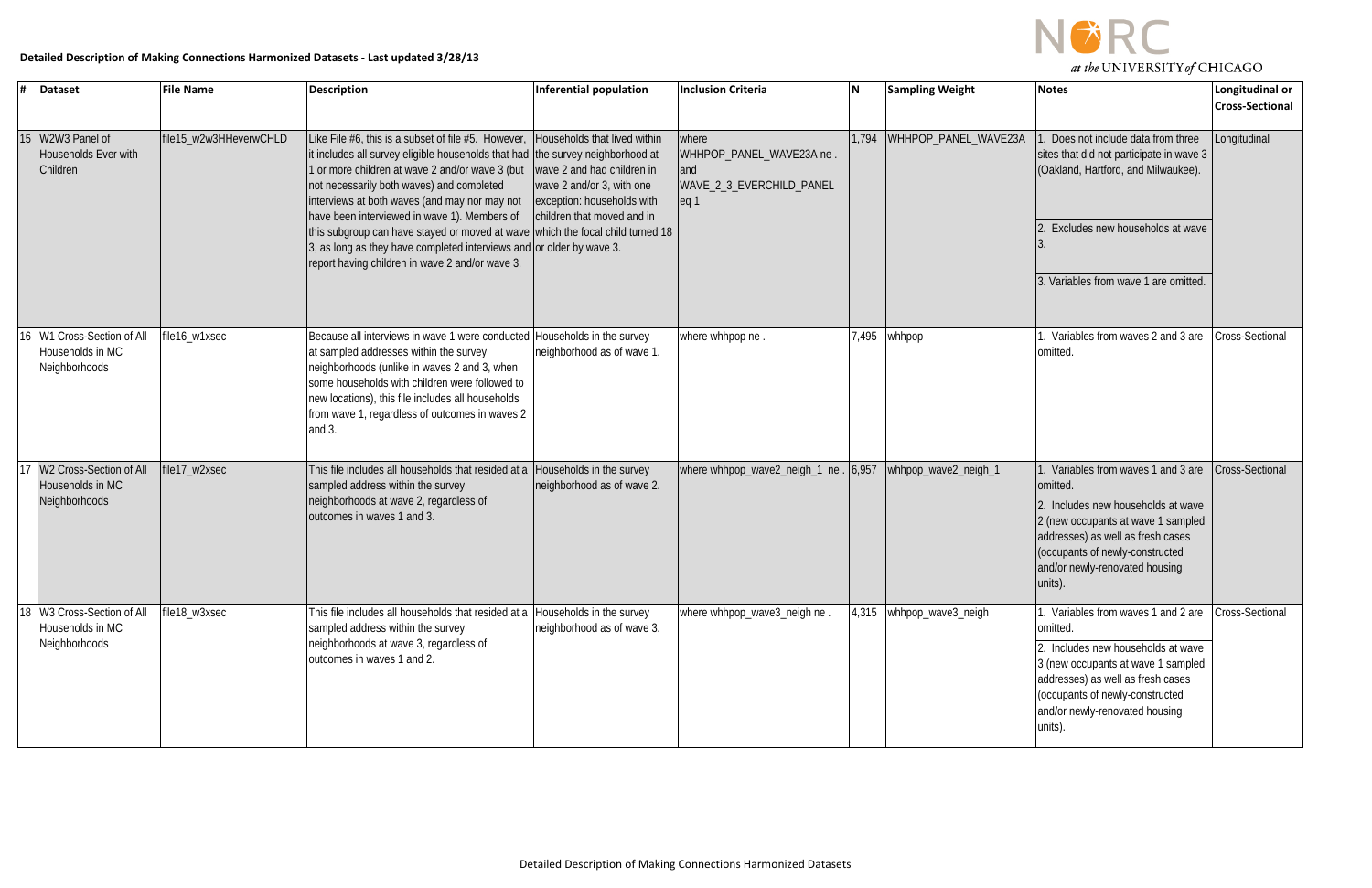**Detailed Description of Making Connections Harmonized Datasets - Last updated 3/28/13**

| # | Dataset | File Name | Description | Inferential population | Inclusion Criteria | N | Sampling Weight | Notes | Longitudinal or Cross-Sectional |
|---|---|---|---|---|---|---|---|---|---|
| 15 | W2W3 Panel of Households Ever with Children | file15_w2w3HHeverwCHLD | Like File #6, this is a subset of file #5. However, it includes all survey eligible households that had 1 or more children at wave 2 and/or wave 3 (but not necessarily both waves) and completed interviews at both waves (and may nor may not have been interviewed in wave 1). Members of this subgroup can have stayed or moved at wave 3, as long as they have completed interviews and report having children in wave 2 and/or wave 3. | Households that lived within the survey neighborhood at wave 2 and had children in wave 2 and/or 3, with one exception: households with children that moved and in which the focal child turned 18 or older by wave 3. | where WHHPOP_PANEL_WAVE23A ne . and WAVE_2_3_EVERCHILD_PANEL eq 1 | 1,794 | WHHPOP_PANEL_WAVE23A | 1. Does not include data from three sites that did not participate in wave 3 (Oakland, Hartford, and Milwaukee).<br><br>2. Excludes new households at wave 3.<br><br>3. Variables from wave 1 are omitted. | Longitudinal |
| 16 | W1 Cross-Section of All Households in MC Neighborhoods | file16_w1xsec | Because all interviews in wave 1 were conducted at sampled addresses within the survey neighborhoods (unlike in waves 2 and 3, when some households with children were followed to new locations), this file includes all households from wave 1, regardless of outcomes in waves 2 and 3. | Households in the survey neighborhood as of wave 1. | where whhpop ne . | 7,495 | whhpop | 1. Variables from waves 2 and 3 are omitted. | Cross-Sectional |
| 17 | W2 Cross-Section of All Households in MC Neighborhoods | file17_w2xsec | This file includes all households that resided at a sampled address within the survey neighborhoods at wave 2, regardless of outcomes in waves 1 and 3. | Households in the survey neighborhood as of wave 2. | where whhpop_wave2_neigh_1 ne . | 6,957 | whhpop_wave2_neigh_1 | 1. Variables from waves 1 and 3 are omitted.<br><br>2. Includes new households at wave 2 (new occupants at wave 1 sampled addresses) as well as fresh cases (occupants of newly-constructed and/or newly-renovated housing units). | Cross-Sectional |
| 18 | W3 Cross-Section of All Households in MC Neighborhoods | file18_w3xsec | This file includes all households that resided at a sampled address within the survey neighborhoods at wave 3, regardless of outcomes in waves 1 and 2. | Households in the survey neighborhood as of wave 3. | where whhpop_wave3_neigh ne . | 4,315 | whhpop_wave3_neigh | 1. Variables from waves 1 and 2 are omitted.<br><br>2. Includes new households at wave 3 (new occupants at wave 1 sampled addresses) as well as fresh cases (occupants of newly-constructed and/or newly-renovated housing units). | Cross-Sectional |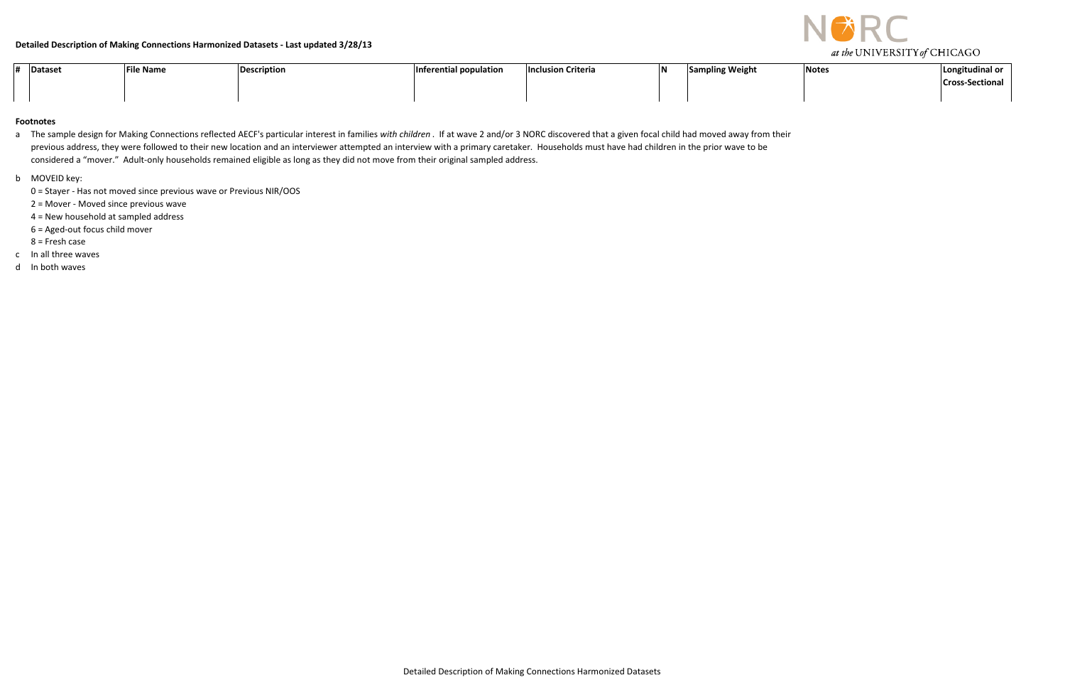**Detailed Description of Making Connections Harmonized Datasets - Last updated 3/28/13**

| # | Dataset | File Name | Description | Inferential population | Inclusion Criteria | N | Sampling Weight | Notes | Longitudinal or Cross-Sectional |
|---|---|---|---|---|---|---|---|---|---|

**Footnotes**

a The sample design for Making Connections reflected AECF's particular interest in families *with children* . If at wave 2 and/or 3 NORC discovered that a given focal child had moved away from their previous address, they were followed to their new location and an interviewer attempted an interview with a primary caretaker. Households must have had children in the prior wave to be considered a "mover." Adult-only households remained eligible as long as they did not move from their original sampled address.

b MOVEID key:

- 0 = Stayer - Has not moved since previous wave or Previous NIR/OOS
- 2 = Mover - Moved since previous wave
- 4 = New household at sampled address
- 6 = Aged-out focus child mover
- 8 = Fresh case

c In all three waves

d In both waves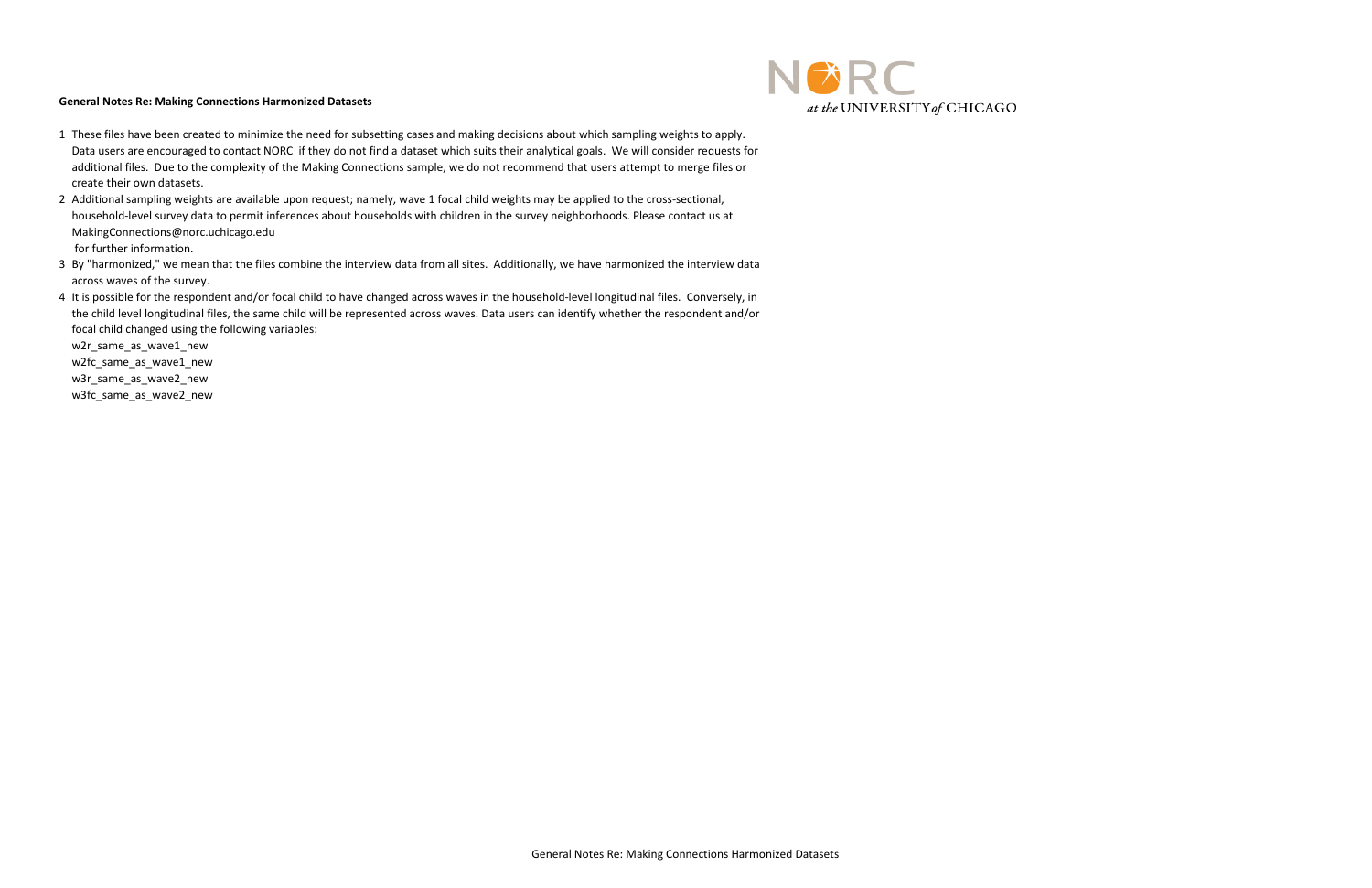**General Notes Re: Making Connections Harmonized Datasets**

1. These files have been created to minimize the need for subsetting cases and making decisions about which sampling weights to apply. Data users are encouraged to contact NORC if they do not find a dataset which suits their analytical goals. We will consider requests for additional files. Due to the complexity of the Making Connections sample, we do not recommend that users attempt to merge files or create their own datasets.
2. Additional sampling weights are available upon request; namely, wave 1 focal child weights may be applied to the cross-sectional, household-level survey data to permit inferences about households with children in the survey neighborhoods. Please contact us at MakingConnections@norc.uchicago.edu for further information.
3. By "harmonized," we mean that the files combine the interview data from all sites. Additionally, we have harmonized the interview data across waves of the survey.
4. It is possible for the respondent and/or focal child to have changed across waves in the household-level longitudinal files. Conversely, in the child level longitudinal files, the same child will be represented across waves. Data users can identify whether the respondent and/or focal child changed using the following variables:

   w2r_same_as_wave1_new
   w2fc_same_as_wave1_new
   w3r_same_as_wave2_new
   w3fc_same_as_wave2_new